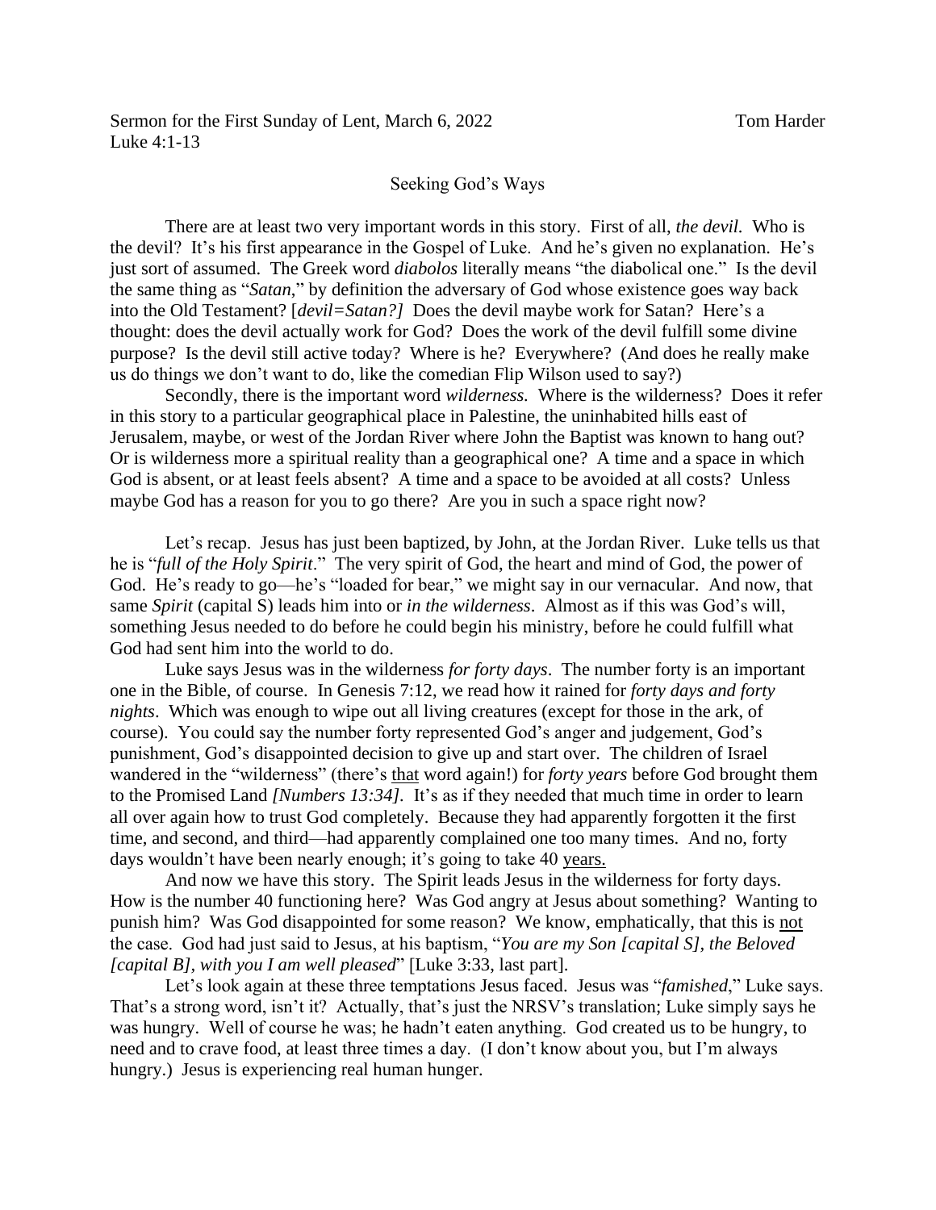Sermon for the First Sunday of Lent, March 6, 2022 Tom Harder
Luke 4:1-13

Seeking God's Ways

There are at least two very important words in this story. First of all, *the devil.* Who is the devil? It's his first appearance in the Gospel of Luke. And he's given no explanation. He's just sort of assumed. The Greek word *diabolos* literally means "the diabolical one." Is the devil the same thing as "*Satan*," by definition the adversary of God whose existence goes way back into the Old Testament? [*devil=Satan?]* Does the devil maybe work for Satan? Here's a thought: does the devil actually work for God? Does the work of the devil fulfill some divine purpose? Is the devil still active today? Where is he? Everywhere? (And does he really make us do things we don't want to do, like the comedian Flip Wilson used to say?)

Secondly, there is the important word *wilderness.* Where is the wilderness? Does it refer in this story to a particular geographical place in Palestine, the uninhabited hills east of Jerusalem, maybe, or west of the Jordan River where John the Baptist was known to hang out? Or is wilderness more a spiritual reality than a geographical one? A time and a space in which God is absent, or at least feels absent? A time and a space to be avoided at all costs? Unless maybe God has a reason for you to go there? Are you in such a space right now?

Let's recap. Jesus has just been baptized, by John, at the Jordan River. Luke tells us that he is "*full of the Holy Spirit*." The very spirit of God, the heart and mind of God, the power of God. He's ready to go—he's "loaded for bear," we might say in our vernacular. And now, that same *Spirit* (capital S) leads him into or *in the wilderness*. Almost as if this was God's will, something Jesus needed to do before he could begin his ministry, before he could fulfill what God had sent him into the world to do.

Luke says Jesus was in the wilderness *for forty days*. The number forty is an important one in the Bible, of course. In Genesis 7:12, we read how it rained for *forty days and forty nights*. Which was enough to wipe out all living creatures (except for those in the ark, of course). You could say the number forty represented God's anger and judgement, God's punishment, God's disappointed decision to give up and start over. The children of Israel wandered in the "wilderness" (there's <u>that</u> word again!) for *forty years* before God brought them to the Promised Land *[Numbers 13:34].* It's as if they needed that much time in order to learn all over again how to trust God completely. Because they had apparently forgotten it the first time, and second, and third—had apparently complained one too many times. And no, forty days wouldn't have been nearly enough; it's going to take 40 <u>years.</u>

And now we have this story. The Spirit leads Jesus in the wilderness for forty days. How is the number 40 functioning here? Was God angry at Jesus about something? Wanting to punish him? Was God disappointed for some reason? We know, emphatically, that this is <u>not</u> the case. God had just said to Jesus, at his baptism, "*You are my Son [capital S], the Beloved [capital B], with you I am well pleased*" [Luke 3:33, last part].

Let's look again at these three temptations Jesus faced. Jesus was "*famished*," Luke says. That's a strong word, isn't it? Actually, that's just the NRSV's translation; Luke simply says he was hungry. Well of course he was; he hadn't eaten anything. God created us to be hungry, to need and to crave food, at least three times a day. (I don't know about you, but I'm always hungry.) Jesus is experiencing real human hunger.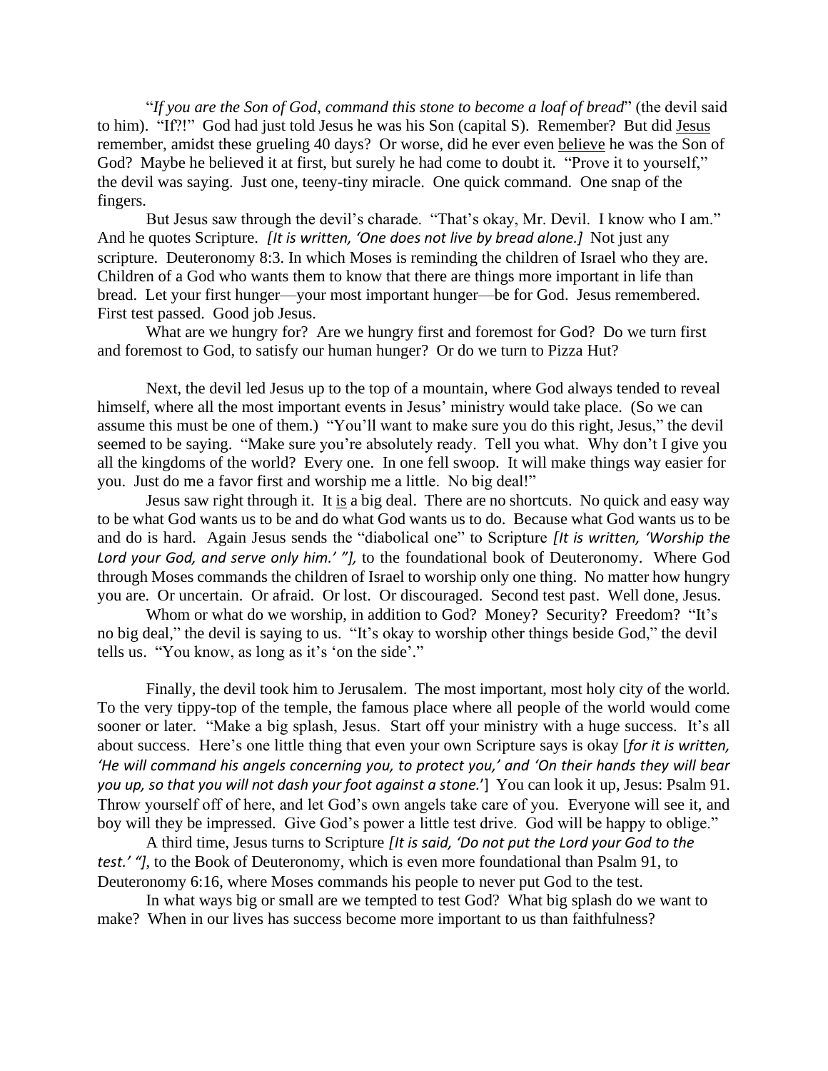"*If you are the Son of God, command this stone to become a loaf of bread*" (the devil said to him). "If?!" God had just told Jesus he was his Son (capital S). Remember? But did Jesus remember, amidst these grueling 40 days? Or worse, did he ever even believe he was the Son of God? Maybe he believed it at first, but surely he had come to doubt it. "Prove it to yourself," the devil was saying. Just one, teeny-tiny miracle. One quick command. One snap of the fingers.

But Jesus saw through the devil's charade. "That's okay, Mr. Devil. I know who I am." And he quotes Scripture. *[It is written, 'One does not live by bread alone.]* Not just any scripture. Deuteronomy 8:3. In which Moses is reminding the children of Israel who they are. Children of a God who wants them to know that there are things more important in life than bread. Let your first hunger—your most important hunger—be for God. Jesus remembered. First test passed. Good job Jesus.

What are we hungry for? Are we hungry first and foremost for God? Do we turn first and foremost to God, to satisfy our human hunger? Or do we turn to Pizza Hut?

Next, the devil led Jesus up to the top of a mountain, where God always tended to reveal himself, where all the most important events in Jesus' ministry would take place. (So we can assume this must be one of them.) "You'll want to make sure you do this right, Jesus," the devil seemed to be saying. "Make sure you're absolutely ready. Tell you what. Why don't I give you all the kingdoms of the world? Every one. In one fell swoop. It will make things way easier for you. Just do me a favor first and worship me a little. No big deal!"

Jesus saw right through it. It is a big deal. There are no shortcuts. No quick and easy way to be what God wants us to be and do what God wants us to do. Because what God wants us to be and do is hard. Again Jesus sends the "diabolical one" to Scripture *[It is written, 'Worship the Lord your God, and serve only him.' "],* to the foundational book of Deuteronomy. Where God through Moses commands the children of Israel to worship only one thing. No matter how hungry you are. Or uncertain. Or afraid. Or lost. Or discouraged. Second test past. Well done, Jesus.

Whom or what do we worship, in addition to God? Money? Security? Freedom? "It's no big deal," the devil is saying to us. "It's okay to worship other things beside God," the devil tells us. "You know, as long as it's 'on the side'."

Finally, the devil took him to Jerusalem. The most important, most holy city of the world. To the very tippy-top of the temple, the famous place where all people of the world would come sooner or later. "Make a big splash, Jesus. Start off your ministry with a huge success. It's all about success. Here's one little thing that even your own Scripture says is okay [*for it is written, 'He will command his angels concerning you, to protect you,' and 'On their hands they will bear you up, so that you will not dash your foot against a stone.'*] You can look it up, Jesus: Psalm 91. Throw yourself off of here, and let God's own angels take care of you. Everyone will see it, and boy will they be impressed. Give God's power a little test drive. God will be happy to oblige."

A third time, Jesus turns to Scripture *[It is said, 'Do not put the Lord your God to the test.' "],* to the Book of Deuteronomy, which is even more foundational than Psalm 91, to Deuteronomy 6:16, where Moses commands his people to never put God to the test.

In what ways big or small are we tempted to test God? What big splash do we want to make? When in our lives has success become more important to us than faithfulness?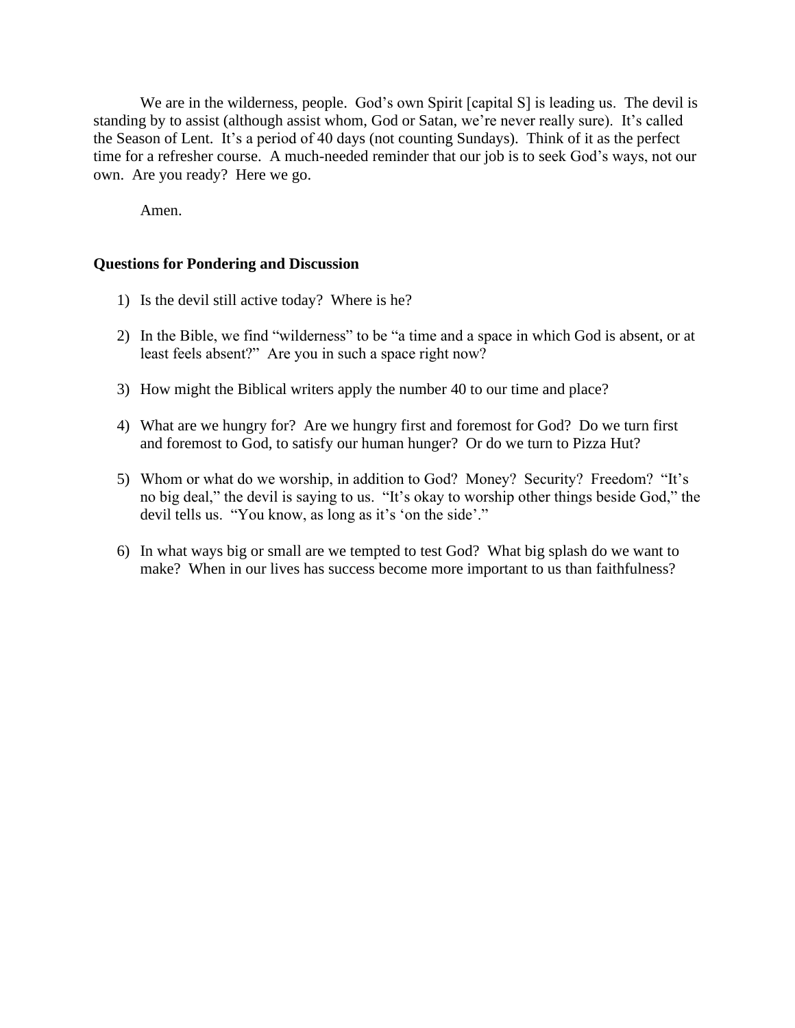We are in the wilderness, people. God's own Spirit [capital S] is leading us. The devil is standing by to assist (although assist whom, God or Satan, we're never really sure). It's called the Season of Lent. It's a period of 40 days (not counting Sundays). Think of it as the perfect time for a refresher course. A much-needed reminder that our job is to seek God's ways, not our own. Are you ready? Here we go.

Amen.

**Questions for Pondering and Discussion**

1) Is the devil still active today? Where is he?

2) In the Bible, we find "wilderness" to be "a time and a space in which God is absent, or at least feels absent?" Are you in such a space right now?

3) How might the Biblical writers apply the number 40 to our time and place?

4) What are we hungry for? Are we hungry first and foremost for God? Do we turn first and foremost to God, to satisfy our human hunger? Or do we turn to Pizza Hut?

5) Whom or what do we worship, in addition to God? Money? Security? Freedom? "It's no big deal," the devil is saying to us. "It's okay to worship other things beside God," the devil tells us. "You know, as long as it's 'on the side'."

6) In what ways big or small are we tempted to test God? What big splash do we want to make? When in our lives has success become more important to us than faithfulness?